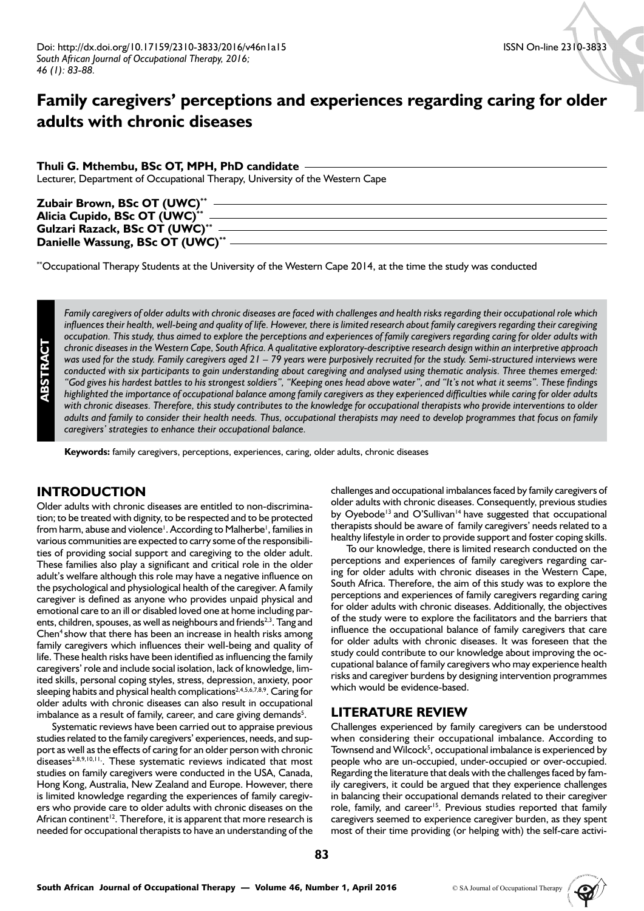Doi: http://dx.doi.org/10.17159/2310-3833/2016/v46n1a15
*South African Journal of Occupational Therapy, 2016; 46 (1): 83-88.*

ISSN On-line 2310-3833

# Family caregivers' perceptions and experiences regarding caring for older adults with chronic diseases

**Thuli G. Mthembu, BSc OT, MPH, PhD candidate**
Lecturer, Department of Occupational Therapy, University of the Western Cape

**Zubair Brown, BSc OT (UWC)****
**Alicia Cupido, BSc OT (UWC)****
**Gulzari Razack, BSc OT (UWC)****
**Danielle Wassung, BSc OT (UWC)****

**Occupational Therapy Students at the University of the Western Cape 2014, at the time the study was conducted

## ABSTRACT

*Family caregivers of older adults with chronic diseases are faced with challenges and health risks regarding their occupational role which influences their health, well-being and quality of life. However, there is limited research about family caregivers regarding their caregiving occupation. This study, thus aimed to explore the perceptions and experiences of family caregivers regarding caring for older adults with chronic diseases in the Western Cape, South Africa. A qualitative exploratory-descriptive research design within an interpretive approach was used for the study. Family caregivers aged 21 – 79 years were purposively recruited for the study. Semi-structured interviews were conducted with six participants to gain understanding about caregiving and analysed using thematic analysis. Three themes emerged: "God gives his hardest battles to his strongest soldiers", "Keeping ones head above water", and "It's not what it seems". These findings highlighted the importance of occupational balance among family caregivers as they experienced difficulties while caring for older adults with chronic diseases. Therefore, this study contributes to the knowledge for occupational therapists who provide interventions to older adults and family to consider their health needs. Thus, occupational therapists may need to develop programmes that focus on family caregivers' strategies to enhance their occupational balance.*

**Keywords:** family caregivers, perceptions, experiences, caring, older adults, chronic diseases

## INTRODUCTION

Older adults with chronic diseases are entitled to non-discrimination; to be treated with dignity, to be respected and to be protected from harm, abuse and violence[1]. According to Malherbe[1], families in various communities are expected to carry some of the responsibilities of providing social support and caregiving to the older adult. These families also play a significant and critical role in the older adult's welfare although this role may have a negative influence on the psychological and physiological health of the caregiver. A family caregiver is defined as anyone who provides unpaid physical and emotional care to an ill or disabled loved one at home including parents, children, spouses, as well as neighbours and friends[2,3]. Tang and Chen[4] show that there has been an increase in health risks among family caregivers which influences their well-being and quality of life. These health risks have been identified as influencing the family caregivers' role and include social isolation, lack of knowledge, limited skills, personal coping styles, stress, depression, anxiety, poor sleeping habits and physical health complications[2,4,5,6,7,8,9]. Caring for older adults with chronic diseases can also result in occupational imbalance as a result of family, career, and care giving demands[5].

Systematic reviews have been carried out to appraise previous studies related to the family caregivers' experiences, needs, and support as well as the effects of caring for an older person with chronic diseases[2,8,9,10,11]. These systematic reviews indicated that most studies on family caregivers were conducted in the USA, Canada, Hong Kong, Australia, New Zealand and Europe. However, there is limited knowledge regarding the experiences of family caregivers who provide care to older adults with chronic diseases on the African continent[12]. Therefore, it is apparent that more research is needed for occupational therapists to have an understanding of the challenges and occupational imbalances faced by family caregivers of older adults with chronic diseases. Consequently, previous studies by Oyebode[13] and O'Sullivan[14] have suggested that occupational therapists should be aware of family caregivers' needs related to a healthy lifestyle in order to provide support and foster coping skills.

To our knowledge, there is limited research conducted on the perceptions and experiences of family caregivers regarding caring for older adults with chronic diseases in the Western Cape, South Africa. Therefore, the aim of this study was to explore the perceptions and experiences of family caregivers regarding caring for older adults with chronic diseases. Additionally, the objectives of the study were to explore the facilitators and the barriers that influence the occupational balance of family caregivers that care for older adults with chronic diseases. It was foreseen that the study could contribute to our knowledge about improving the occupational balance of family caregivers who may experience health risks and caregiver burdens by designing intervention programmes which would be evidence-based.

## LITERATURE REVIEW

Challenges experienced by family caregivers can be understood when considering their occupational imbalance. According to Townsend and Wilcock[5], occupational imbalance is experienced by people who are un-occupied, under-occupied or over-occupied. Regarding the literature that deals with the challenges faced by family caregivers, it could be argued that they experience challenges in balancing their occupational demands related to their caregiver role, family, and career[15]. Previous studies reported that family caregivers seemed to experience caregiver burden, as they spent most of their time providing (or helping with) the self-care activi-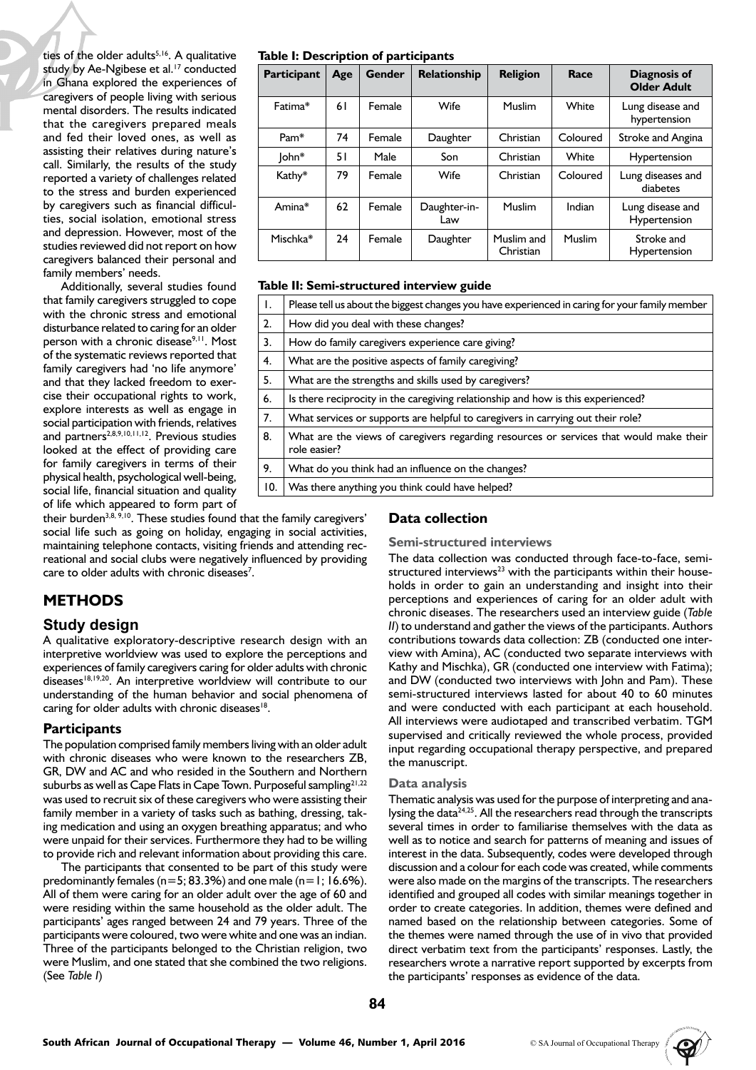ties of the older adults[5,16]. A qualitative study by Ae-Ngibese et al.[17] conducted in Ghana explored the experiences of caregivers of people living with serious mental disorders. The results indicated that the caregivers prepared meals and fed their loved ones, as well as assisting their relatives during nature's call. Similarly, the results of the study reported a variety of challenges related to the stress and burden experienced by caregivers such as financial difficulties, social isolation, emotional stress and depression. However, most of the studies reviewed did not report on how caregivers balanced their personal and family members' needs.

Additionally, several studies found that family caregivers struggled to cope with the chronic stress and emotional disturbance related to caring for an older person with a chronic disease[9,11]. Most of the systematic reviews reported that family caregivers had 'no life anymore' and that they lacked freedom to exercise their occupational rights to work, explore interests as well as engage in social participation with friends, relatives and partners[2,8,9,10,11,12]. Previous studies looked at the effect of providing care for family caregivers in terms of their physical health, psychological well-being, social life, financial situation and quality of life which appeared to form part of their burden[3,8,9,10]. These studies found that the family caregivers' social life such as going on holiday, engaging in social activities, maintaining telephone contacts, visiting friends and attending recreational and social clubs were negatively influenced by providing care to older adults with chronic diseases[7].

## METHODS

### Study design

A qualitative exploratory-descriptive research design with an interpretive worldview was used to explore the perceptions and experiences of family caregivers caring for older adults with chronic diseases[18,19,20]. An interpretive worldview will contribute to our understanding of the human behavior and social phenomena of caring for older adults with chronic diseases[18].

### Participants

The population comprised family members living with an older adult with chronic diseases who were known to the researchers ZB, GR, DW and AC and who resided in the Southern and Northern suburbs as well as Cape Flats in Cape Town. Purposeful sampling[21,22] was used to recruit six of these caregivers who were assisting their family member in a variety of tasks such as bathing, dressing, taking medication and using an oxygen breathing apparatus; and who were unpaid for their services. Furthermore they had to be willing to provide rich and relevant information about providing this care.

The participants that consented to be part of this study were predominantly females (n=5; 83.3%) and one male (n=1; 16.6%). All of them were caring for an older adult over the age of 60 and were residing within the same household as the older adult. The participants' ages ranged between 24 and 79 years. Three of the participants were coloured, two were white and one was an indian. Three of the participants belonged to the Christian religion, two were Muslim, and one stated that she combined the two religions. (See *Table I*)

**Table I: Description of participants**

| Participant | Age | Gender | Relationship | Religion | Race | Diagnosis of Older Adult |
|---|---|---|---|---|---|---|
| Fatima* | 61 | Female | Wife | Muslim | White | Lung disease and hypertension |
| Pam* | 74 | Female | Daughter | Christian | Coloured | Stroke and Angina |
| John* | 51 | Male | Son | Christian | White | Hypertension |
| Kathy* | 79 | Female | Wife | Christian | Coloured | Lung diseases and diabetes |
| Amina* | 62 | Female | Daughter-in-Law | Muslim | Indian | Lung disease and Hypertension |
| Mischka* | 24 | Female | Daughter | Muslim and Christian | Muslim | Stroke and Hypertension |

**Table II: Semi-structured interview guide**

| | |
|---|---|
| 1. | Please tell us about the biggest changes you have experienced in caring for your family member |
| 2. | How did you deal with these changes? |
| 3. | How do family caregivers experience care giving? |
| 4. | What are the positive aspects of family caregiving? |
| 5. | What are the strengths and skills used by caregivers? |
| 6. | Is there reciprocity in the caregiving relationship and how is this experienced? |
| 7. | What services or supports are helpful to caregivers in carrying out their role? |
| 8. | What are the views of caregivers regarding resources or services that would make their role easier? |
| 9. | What do you think had an influence on the changes? |
| 10. | Was there anything you think could have helped? |

### Data collection

#### Semi-structured interviews

The data collection was conducted through face-to-face, semi-structured interviews[23] with the participants within their households in order to gain an understanding and insight into their perceptions and experiences of caring for an older adult with chronic diseases. The researchers used an interview guide (*Table II*) to understand and gather the views of the participants. Authors contributions towards data collection: ZB (conducted one interview with Amina), AC (conducted two separate interviews with Kathy and Mischka), GR (conducted one interview with Fatima); and DW (conducted two interviews with John and Pam). These semi-structured interviews lasted for about 40 to 60 minutes and were conducted with each participant at each household. All interviews were audiotaped and transcribed verbatim. TGM supervised and critically reviewed the whole process, provided input regarding occupational therapy perspective, and prepared the manuscript.

#### Data analysis

Thematic analysis was used for the purpose of interpreting and analysing the data[24,25]. All the researchers read through the transcripts several times in order to familiarise themselves with the data as well as to notice and search for patterns of meaning and issues of interest in the data. Subsequently, codes were developed through discussion and a colour for each code was created, while comments were also made on the margins of the transcripts. The researchers identified and grouped all codes with similar meanings together in order to create categories. In addition, themes were defined and named based on the relationship between categories. Some of the themes were named through the use of in vivo that provided direct verbatim text from the participants' responses. Lastly, the researchers wrote a narrative report supported by excerpts from the participants' responses as evidence of the data.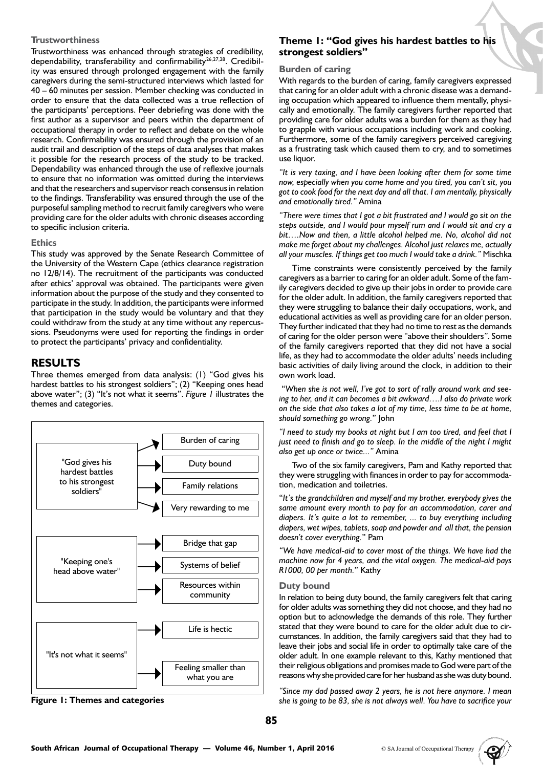### Trustworthiness

Trustworthiness was enhanced through strategies of credibility, dependability, transferability and confirmability[26,27,28]. Credibility was ensured through prolonged engagement with the family caregivers during the semi-structured interviews which lasted for 40 – 60 minutes per session. Member checking was conducted in order to ensure that the data collected was a true reflection of the participants' perceptions. Peer debriefing was done with the first author as a supervisor and peers within the department of occupational therapy in order to reflect and debate on the whole research. Confirmability was ensured through the provision of an audit trail and description of the steps of data analyses that makes it possible for the research process of the study to be tracked. Dependability was enhanced through the use of reflexive journals to ensure that no information was omitted during the interviews and that the researchers and supervisor reach consensus in relation to the findings. Transferability was ensured through the use of the purposeful sampling method to recruit family caregivers who were providing care for the older adults with chronic diseases according to specific inclusion criteria.

### Ethics

This study was approved by the Senate Research Committee of the University of the Western Cape (ethics clearance registration no 12/8/14). The recruitment of the participants was conducted after ethics' approval was obtained. The participants were given information about the purpose of the study and they consented to participate in the study. In addition, the participants were informed that participation in the study would be voluntary and that they could withdraw from the study at any time without any repercussions. Pseudonyms were used for reporting the findings in order to protect the participants' privacy and confidentiality.

## RESULTS

Three themes emerged from data analysis: (1) "God gives his hardest battles to his strongest soldiers"; (2) "Keeping ones head above water"; (3) "It's not what it seems". *Figure 1* illustrates the themes and categories.

| Theme | Categories |
|---|---|
| "God gives his hardest battles to his strongest soldiers" | Burden of caring |
| | Duty bound |
| | Family relations |
| | Very rewarding to me |
| "Keeping one's head above water" | Bridge that gap |
| | Systems of belief |
| | Resources within community |
| "It's not what it seems" | Life is hectic |
| | Feeling smaller than what you are |

**Figure 1: Themes and categories**

### Theme 1: "God gives his hardest battles to his strongest soldiers"

#### Burden of caring

With regards to the burden of caring, family caregivers expressed that caring for an older adult with a chronic disease was a demanding occupation which appeared to influence them mentally, physically and emotionally. The family caregivers further reported that providing care for older adults was a burden for them as they had to grapple with various occupations including work and cooking. Furthermore, some of the family caregivers perceived caregiving as a frustrating task which caused them to cry, and to sometimes use liquor.

*"It is very taxing, and I have been looking after them for some time now, especially when you come home and you tired, you can't sit, you got to cook food for the next day and all that. I am mentally, physically and emotionally tired."* Amina

*"There were times that I got a bit frustrated and I would go sit on the steps outside, and I would pour myself rum and I would sit and cry a bit….Now and then, a little alcohol helped me. No, alcohol did not make me forget about my challenges. Alcohol just relaxes me, actually all your muscles. If things get too much I would take a drink."* Mischka

Time constraints were consistently perceived by the family caregivers as a barrier to caring for an older adult. Some of the family caregivers decided to give up their jobs in order to provide care for the older adult. In addition, the family caregivers reported that they were struggling to balance their daily occupations, work, and educational activities as well as providing care for an older person. They further indicated that they had no time to rest as the demands of caring for the older person were "above their shoulders". Some of the family caregivers reported that they did not have a social life, as they had to accommodate the older adults' needs including basic activities of daily living around the clock, in addition to their own work load.

*"When she is not well, I've got to sort of rally around work and seeing to her, and it can becomes a bit awkward….I also do private work on the side that also takes a lot of my time, less time to be at home, should something go wrong."* John

*"I need to study my books at night but I am too tired, and feel that I just need to finish and go to sleep. In the middle of the night I might also get up once or twice..."* Amina

Two of the six family caregivers, Pam and Kathy reported that they were struggling with finances in order to pay for accommodation, medication and toiletries.

"*It's the grandchildren and myself and my brother, everybody gives the same amount every month to pay for an accommodation, carer and diapers. It's quite a lot to remember, ... to buy everything including diapers, wet wipes, tablets, soap and powder and all that, the pension doesn't cover everything.*" Pam

*"We have medical-aid to cover most of the things. We have had the machine now for 4 years, and the vital oxygen. The medical-aid pays R1000, 00 per month."* Kathy

#### Duty bound

In relation to being duty bound, the family caregivers felt that caring for older adults was something they did not choose, and they had no option but to acknowledge the demands of this role. They further stated that they were bound to care for the older adult due to circumstances. In addition, the family caregivers said that they had to leave their jobs and social life in order to optimally take care of the older adult. In one example relevant to this, Kathy mentioned that their religious obligations and promises made to God were part of the reasons why she provided care for her husband as she was duty bound.

*"Since my dad passed away 2 years, he is not here anymore. I mean she is going to be 83, she is not always well. You have to sacrifice your*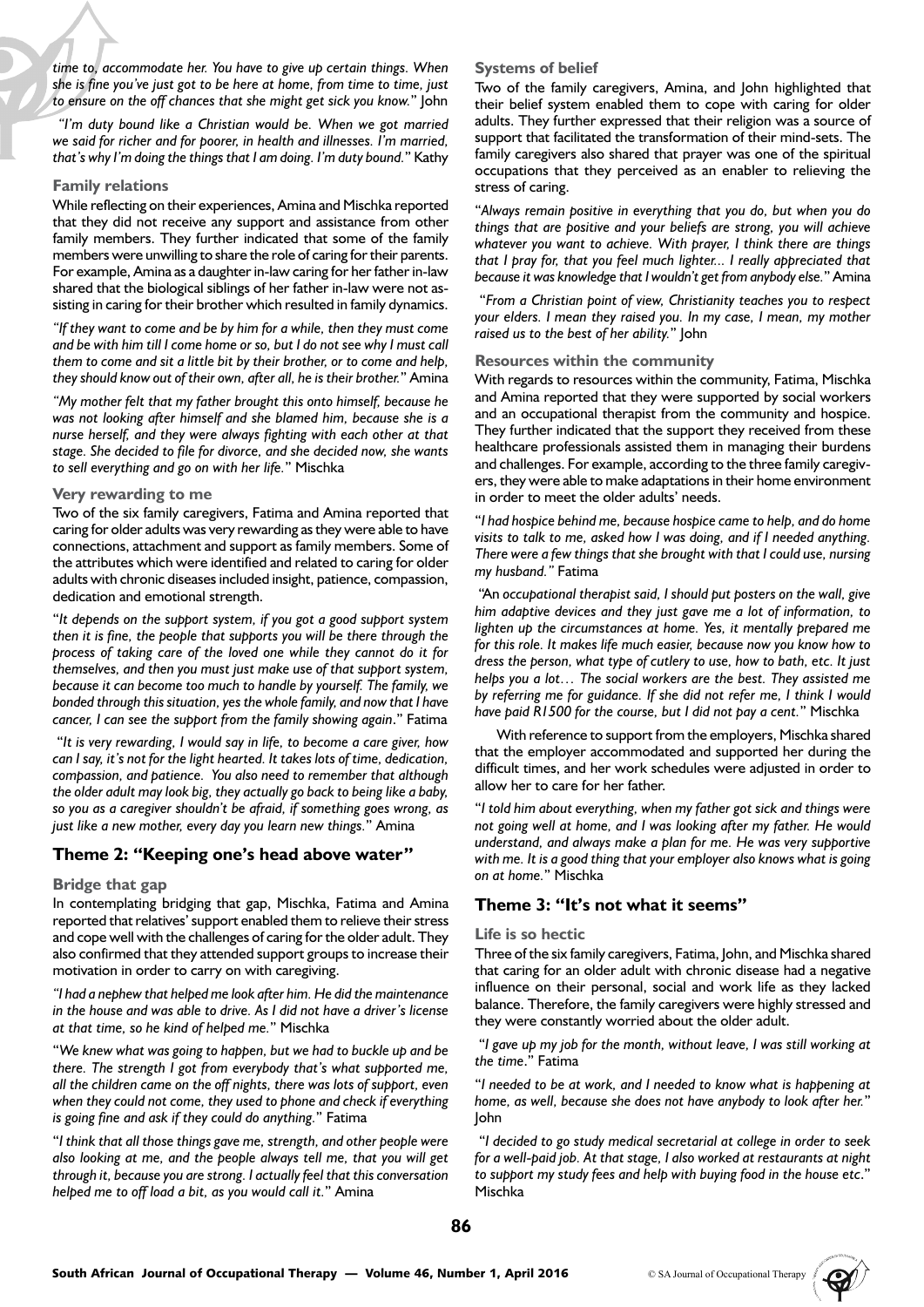*time to, accommodate her. You have to give up certain things. When she is fine you've just got to be here at home, from time to time, just to ensure on the off chances that she might get sick you know."* John

*"I'm duty bound like a Christian would be. When we got married we said for richer and for poorer, in health and illnesses. I'm married, that's why I'm doing the things that I am doing. I'm duty bound."* Kathy

### Family relations

While reflecting on their experiences, Amina and Mischka reported that they did not receive any support and assistance from other family members. They further indicated that some of the family members were unwilling to share the role of caring for their parents. For example, Amina as a daughter in-law caring for her father in-law shared that the biological siblings of her father in-law were not assisting in caring for their brother which resulted in family dynamics.

*"If they want to come and be by him for a while, then they must come and be with him till I come home or so, but I do not see why I must call them to come and sit a little bit by their brother, or to come and help, they should know out of their own, after all, he is their brother."* Amina

*"My mother felt that my father brought this onto himself, because he was not looking after himself and she blamed him, because she is a nurse herself, and they were always fighting with each other at that stage. She decided to file for divorce, and she decided now, she wants to sell everything and go on with her life."* Mischka

### Very rewarding to me

Two of the six family caregivers, Fatima and Amina reported that caring for older adults was very rewarding as they were able to have connections, attachment and support as family members. Some of the attributes which were identified and related to caring for older adults with chronic diseases included insight, patience, compassion, dedication and emotional strength.

"*It depends on the support system, if you got a good support system then it is fine, the people that supports you will be there through the process of taking care of the loved one while they cannot do it for themselves, and then you must just make use of that support system, because it can become too much to handle by yourself. The family, we bonded through this situation, yes the whole family, and now that I have cancer, I can see the support from the family showing again*." Fatima

"*It is very rewarding, I would say in life, to become a care giver, how can I say, it's not for the light hearted. It takes lots of time, dedication, compassion, and patience. You also need to remember that although the older adult may look big, they actually go back to being like a baby, so you as a caregiver shouldn't be afraid, if something goes wrong, as just like a new mother, every day you learn new things*." Amina

## Theme 2: "Keeping one's head above water"

### Bridge that gap

In contemplating bridging that gap, Mischka, Fatima and Amina reported that relatives' support enabled them to relieve their stress and cope well with the challenges of caring for the older adult. They also confirmed that they attended support groups to increase their motivation in order to carry on with caregiving.

*"I had a nephew that helped me look after him. He did the maintenance in the house and was able to drive. As I did not have a driver's license at that time, so he kind of helped me."* Mischka

"*We knew what was going to happen, but we had to buckle up and be there. The strength I got from everybody that's what supported me, all the children came on the off nights, there was lots of support, even when they could not come, they used to phone and check if everything is going fine and ask if they could do anything.*" Fatima

"*I think that all those things gave me, strength, and other people were also looking at me, and the people always tell me, that you will get through it, because you are strong. I actually feel that this conversation helped me to off load a bit, as you would call it.*" Amina

### Systems of belief

Two of the family caregivers, Amina, and John highlighted that their belief system enabled them to cope with caring for older adults. They further expressed that their religion was a source of support that facilitated the transformation of their mind-sets. The family caregivers also shared that prayer was one of the spiritual occupations that they perceived as an enabler to relieving the stress of caring.

"*Always remain positive in everything that you do, but when you do things that are positive and your beliefs are strong, you will achieve whatever you want to achieve. With prayer, I think there are things that I pray for, that you feel much lighter... I really appreciated that because it was knowledge that I wouldn't get from anybody else.*" Amina

"*From a Christian point of view, Christianity teaches you to respect your elders. I mean they raised you. In my case, I mean, my mother raised us to the best of her ability.*" John

### Resources within the community

With regards to resources within the community, Fatima, Mischka and Amina reported that they were supported by social workers and an occupational therapist from the community and hospice. They further indicated that the support they received from these healthcare professionals assisted them in managing their burdens and challenges. For example, according to the three family caregivers, they were able to make adaptations in their home environment in order to meet the older adults' needs.

"*I had hospice behind me, because hospice came to help, and do home visits to talk to me, asked how I was doing, and if I needed anything. There were a few things that she brought with that I could use, nursing my husband.*" Fatima

"*An occupational therapist said, I should put posters on the wall, give him adaptive devices and they just gave me a lot of information, to lighten up the circumstances at home. Yes, it mentally prepared me for this role. It makes life much easier, because now you know how to dress the person, what type of cutlery to use, how to bath, etc. It just helps you a lot… The social workers are the best. They assisted me by referring me for guidance. If she did not refer me, I think I would have paid R1500 for the course, but I did not pay a cent.*" Mischka

With reference to support from the employers, Mischka shared that the employer accommodated and supported her during the difficult times, and her work schedules were adjusted in order to allow her to care for her father.

"*I told him about everything, when my father got sick and things were not going well at home, and I was looking after my father. He would understand, and always make a plan for me. He was very supportive with me. It is a good thing that your employer also knows what is going on at home.*" Mischka

## Theme 3: "It's not what it seems"

### Life is so hectic

Three of the six family caregivers, Fatima, John, and Mischka shared that caring for an older adult with chronic disease had a negative influence on their personal, social and work life as they lacked balance. Therefore, the family caregivers were highly stressed and they were constantly worried about the older adult.

"*I gave up my job for the month, without leave, I was still working at the time*." Fatima

"*I needed to be at work, and I needed to know what is happening at home, as well, because she does not have anybody to look after her.*" John

"*I decided to go study medical secretarial at college in order to seek for a well-paid job. At that stage, I also worked at restaurants at night to support my study fees and help with buying food in the house etc*." Mischka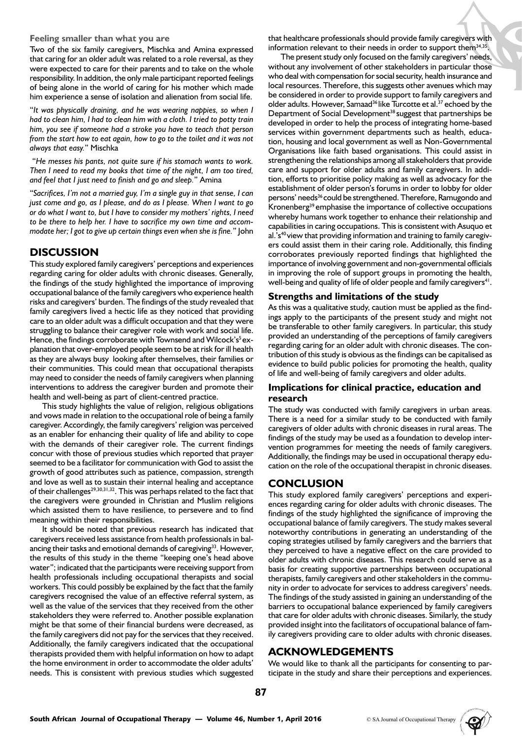### Feeling smaller than what you are

Two of the six family caregivers, Mischka and Amina expressed that caring for an older adult was related to a role reversal, as they were expected to care for their parents and to take on the whole responsibility. In addition, the only male participant reported feelings of being alone in the world of caring for his mother which made him experience a sense of isolation and alienation from social life.

"*It was physically draining, and he was wearing nappies, so when I had to clean him, I had to clean him with a cloth. I tried to potty train him, you see if someone had a stroke you have to teach that person from the start how to eat again, how to go to the toilet and it was not always that easy.*" Mischka

"*He messes his pants, not quite sure if his stomach wants to work. Then I need to read my books that time of the night, I am too tired, and feel that I just need to finish and go and sleep.*" Amina

"*Sacrifices, I'm not a married guy, I'm a single guy in that sense, I can just come and go, as I please, and do as I please. When I want to go or do what I want to, but I have to consider my mothers' rights, I need to be there to help her. I have to sacrifice my own time and accommodate her; I got to give up certain things even when she is fine.*" John

## DISCUSSION

This study explored family caregivers' perceptions and experiences regarding caring for older adults with chronic diseases. Generally, the findings of the study highlighted the importance of improving occupational balance of the family caregivers who experience health risks and caregivers' burden. The findings of the study revealed that family caregivers lived a hectic life as they noticed that providing care to an older adult was a difficult occupation and that they were struggling to balance their caregiver role with work and social life. Hence, the findings corroborate with Townsend and Wilcock's[5] explanation that over-employed people seem to be at risk for ill health as they are always busy looking after themselves, their families or their communities. This could mean that occupational therapists may need to consider the needs of family caregivers when planning interventions to address the caregiver burden and promote their health and well-being as part of client-centred practice.

This study highlights the value of religion, religious obligations and vows made in relation to the occupational role of being a family caregiver. Accordingly, the family caregivers' religion was perceived as an enabler for enhancing their quality of life and ability to cope with the demands of their caregiver role. The current findings concur with those of previous studies which reported that prayer seemed to be a facilitator for communication with God to assist the growth of good attributes such as patience, compassion, strength and love as well as to sustain their internal healing and acceptance of their challenges[29,30,31,32]. This was perhaps related to the fact that the caregivers were grounded in Christian and Muslim religions which assisted them to have resilience, to persevere and to find meaning within their responsibilities.

It should be noted that previous research has indicated that caregivers received less assistance from health professionals in balancing their tasks and emotional demands of caregiving[33]. However, the results of this study in the theme "keeping one's head above water"; indicated that the participants were receiving support from health professionals including occupational therapists and social workers. This could possibly be explained by the fact that the family caregivers recognised the value of an effective referral system, as well as the value of the services that they received from the other stakeholders they were referred to. Another possible explanation might be that some of their financial burdens were decreased, as the family caregivers did not pay for the services that they received. Additionally, the family caregivers indicated that the occupational therapists provided them with helpful information on how to adapt the home environment in order to accommodate the older adults' needs. This is consistent with previous studies which suggested that healthcare professionals should provide family caregivers with information relevant to their needs in order to support them[34,35].

The present study only focused on the family caregivers' needs, without any involvement of other stakeholders in particular those who deal with compensation for social security, health insurance and local resources. Therefore, this suggests other avenues which may be considered in order to provide support to family caregivers and older adults. However, Samaad[36] like Turcotte et al.[37] echoed by the Department of Social Development[38] suggest that partnerships be developed in order to help the process of integrating home-based services within government departments such as health, education, housing and local government as well as Non-Governmental Organisations like faith based organisations. This could assist in strengthening the relationships among all stakeholders that provide care and support for older adults and family caregivers. In addition, efforts to prioritise policy making as well as advocacy for the establishment of older person's forums in order to lobby for older persons' needs[36] could be strengthened. Therefore, Ramugondo and Kronenberg[39] emphasise the importance of collective occupations whereby humans work together to enhance their relationship and capabilities in caring occupations. This is consistent with Asuquo et al.'s[40] view that providing information and training to family caregivers could assist them in their caring role. Additionally, this finding corroborates previously reported findings that highlighted the importance of involving government and non-governmental officials in improving the role of support groups in promoting the health, well-being and quality of life of older people and family caregivers[41].

### Strengths and limitations of the study

As this was a qualitative study, caution must be applied as the findings apply to the participants of the present study and might not be transferable to other family caregivers. In particular, this study provided an understanding of the perceptions of family caregivers regarding caring for an older adult with chronic diseases. The contribution of this study is obvious as the findings can be capitalised as evidence to build public policies for promoting the health, quality of life and well-being of family caregivers and older adults.

### Implications for clinical practice, education and research

The study was conducted with family caregivers in urban areas. There is a need for a similar study to be conducted with family caregivers of older adults with chronic diseases in rural areas. The findings of the study may be used as a foundation to develop intervention programmes for meeting the needs of family caregivers. Additionally, the findings may be used in occupational therapy education on the role of the occupational therapist in chronic diseases.

## CONCLUSION

This study explored family caregivers' perceptions and experiences regarding caring for older adults with chronic diseases. The findings of the study highlighted the significance of improving the occupational balance of family caregivers. The study makes several noteworthy contributions in generating an understanding of the coping strategies utilised by family caregivers and the barriers that they perceived to have a negative effect on the care provided to older adults with chronic diseases. This research could serve as a basis for creating supportive partnerships between occupational therapists, family caregivers and other stakeholders in the community in order to advocate for services to address caregivers' needs. The findings of the study assisted in gaining an understanding of the barriers to occupational balance experienced by family caregivers that care for older adults with chronic diseases. Similarly, the study provided insight into the facilitators of occupational balance of family caregivers providing care to older adults with chronic diseases.

## ACKNOWLEDGEMENTS

We would like to thank all the participants for consenting to participate in the study and share their perceptions and experiences.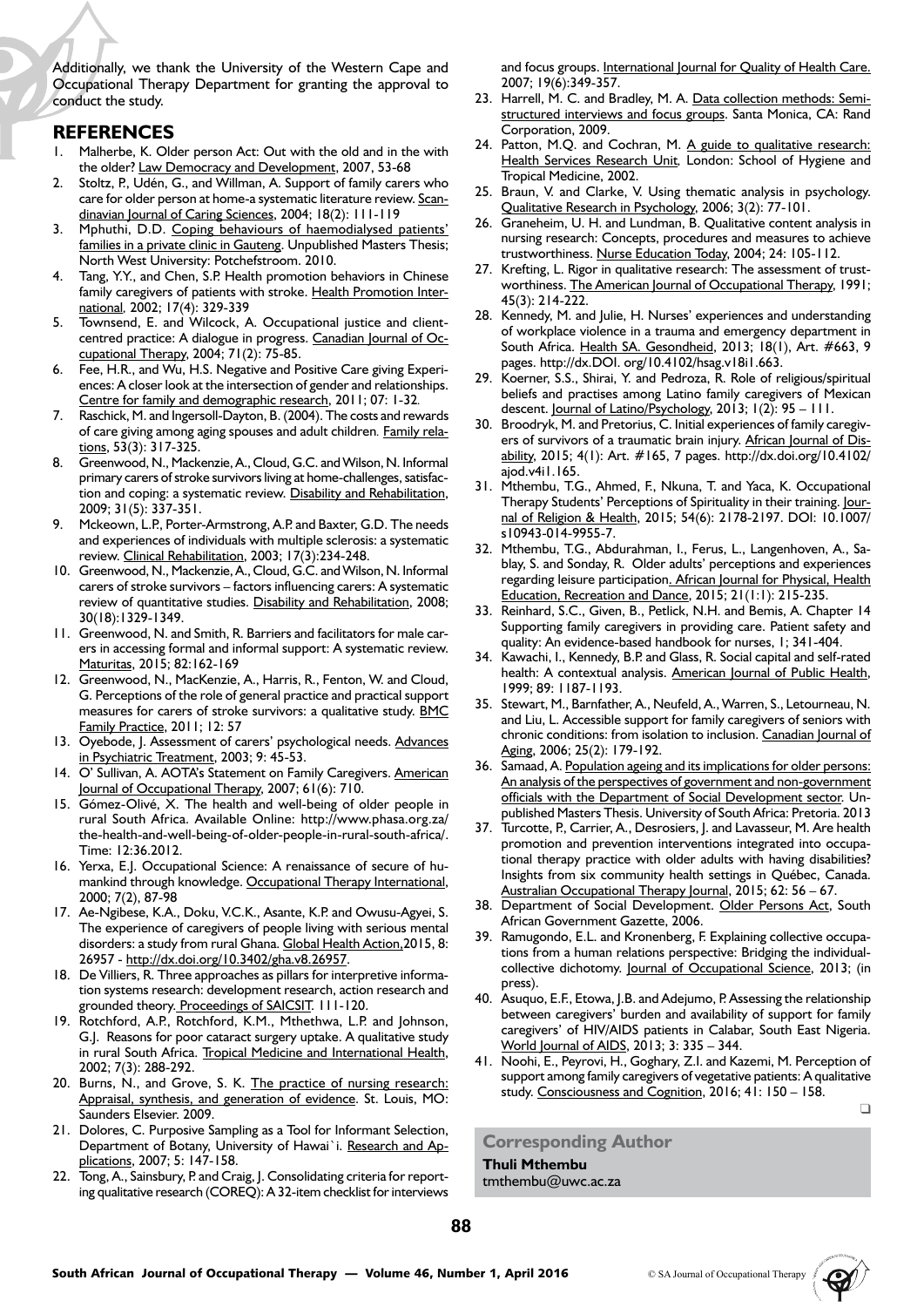Additionally, we thank the University of the Western Cape and Occupational Therapy Department for granting the approval to conduct the study.

## REFERENCES

1. Malherbe, K. Older person Act: Out with the old and in with the older? Law Democracy and Development, 2007, 53-68
2. Stoltz, P., Udén, G., and Willman, A. Support of family carers who care for older person at home-a systematic literature review. Scandinavian Journal of Caring Sciences, 2004; 18(2): 111-119
3. Mphuthi, D.D. Coping behaviours of haemodialysed patients' families in a private clinic in Gauteng. Unpublished Masters Thesis; North West University: Potchefstroom. 2010.
4. Tang, Y.Y., and Chen, S.P. Health promotion behaviors in Chinese family caregivers of patients with stroke. Health Promotion International, 2002; 17(4): 329-339
5. Townsend, E. and Wilcock, A. Occupational justice and client-centred practice: A dialogue in progress. Canadian Journal of Occupational Therapy, 2004; 71(2): 75-85.
6. Fee, H.R., and Wu, H.S. Negative and Positive Care giving Experiences: A closer look at the intersection of gender and relationships. Centre for family and demographic research, 2011; 07: 1-32.
7. Raschick, M. and Ingersoll-Dayton, B. (2004). The costs and rewards of care giving among aging spouses and adult children. Family relations, 53(3): 317-325.
8. Greenwood, N., Mackenzie, A., Cloud, G.C. and Wilson, N. Informal primary carers of stroke survivors living at home-challenges, satisfaction and coping: a systematic review. Disability and Rehabilitation, 2009; 31(5): 337-351.
9. Mckeown, L.P., Porter-Armstrong, A.P. and Baxter, G.D. The needs and experiences of individuals with multiple sclerosis: a systematic review. Clinical Rehabilitation, 2003; 17(3):234-248.
10. Greenwood, N., Mackenzie, A., Cloud, G.C. and Wilson, N. Informal carers of stroke survivors – factors influencing carers: A systematic review of quantitative studies. Disability and Rehabilitation, 2008; 30(18):1329-1349.
11. Greenwood, N. and Smith, R. Barriers and facilitators for male carers in accessing formal and informal support: A systematic review. Maturitas, 2015; 82:162-169
12. Greenwood, N., MacKenzie, A., Harris, R., Fenton, W. and Cloud, G. Perceptions of the role of general practice and practical support measures for carers of stroke survivors: a qualitative study. BMC Family Practice, 2011; 12: 57
13. Oyebode, J. Assessment of carers' psychological needs. Advances in Psychiatric Treatment, 2003; 9: 45-53.
14. O' Sullivan, A. AOTA's Statement on Family Caregivers. American Journal of Occupational Therapy, 2007; 61(6): 710.
15. Gómez-Olivé, X. The health and well-being of older people in rural South Africa. Available Online: http://www.phasa.org.za/the-health-and-well-being-of-older-people-in-rural-south-africa/. Time: 12:36.2012.
16. Yerxa, E.J. Occupational Science: A renaissance of secure of humankind through knowledge. Occupational Therapy International, 2000; 7(2), 87-98
17. Ae-Ngibese, K.A., Doku, V.C.K., Asante, K.P. and Owusu-Agyei, S. The experience of caregivers of people living with serious mental disorders: a study from rural Ghana. Global Health Action,2015, 8: 26957 - http://dx.doi.org/10.3402/gha.v8.26957.
18. De Villiers, R. Three approaches as pillars for interpretive information systems research: development research, action research and grounded theory. Proceedings of SAICSIT. 111-120.
19. Rotchford, A.P., Rotchford, K.M., Mthethwa, L.P. and Johnson, G.J. Reasons for poor cataract surgery uptake. A qualitative study in rural South Africa. Tropical Medicine and International Health, 2002; 7(3): 288-292.
20. Burns, N., and Grove, S. K. The practice of nursing research: Appraisal, synthesis, and generation of evidence. St. Louis, MO: Saunders Elsevier. 2009.
21. Dolores, C. Purposive Sampling as a Tool for Informant Selection, Department of Botany, University of Hawai`i. Research and Applications, 2007; 5: 147-158.
22. Tong, A., Sainsbury, P. and Craig, J. Consolidating criteria for reporting qualitative research (COREQ): A 32-item checklist for interviews and focus groups. International Journal for Quality of Health Care. 2007; 19(6):349-357.
23. Harrell, M. C. and Bradley, M. A. Data collection methods: Semi-structured interviews and focus groups. Santa Monica, CA: Rand Corporation, 2009.
24. Patton, M.Q. and Cochran, M. A guide to qualitative research: Health Services Research Unit, London: School of Hygiene and Tropical Medicine, 2002.
25. Braun, V. and Clarke, V. Using thematic analysis in psychology. Qualitative Research in Psychology, 2006; 3(2): 77-101.
26. Graneheim, U. H. and Lundman, B. Qualitative content analysis in nursing research: Concepts, procedures and measures to achieve trustworthiness. Nurse Education Today, 2004; 24: 105-112.
27. Krefting, L. Rigor in qualitative research: The assessment of trustworthiness. The American Journal of Occupational Therapy, 1991; 45(3): 214-222.
28. Kennedy, M. and Julie, H. Nurses' experiences and understanding of workplace violence in a trauma and emergency department in South Africa. Health SA. Gesondheid, 2013; 18(1), Art. #663, 9 pages. http://dx.DOI. org/10.4102/hsag.v18i1.663.
29. Koerner, S.S., Shirai, Y. and Pedroza, R. Role of religious/spiritual beliefs and practises among Latino family caregivers of Mexican descent. Journal of Latino/Psychology, 2013; 1(2): 95 – 111.
30. Broodryk, M. and Pretorius, C. Initial experiences of family caregivers of survivors of a traumatic brain injury. African Journal of Disability, 2015; 4(1): Art. #165, 7 pages. http://dx.doi.org/10.4102/ajod.v4i1.165.
31. Mthembu, T.G., Ahmed, F., Nkuna, T. and Yaca, K. Occupational Therapy Students' Perceptions of Spirituality in their training. Journal of Religion & Health, 2015; 54(6): 2178-2197. DOI: 10.1007/s10943-014-9955-7.
32. Mthembu, T.G., Abdurahman, I., Ferus, L., Langenhoven, A., Sablay, S. and Sonday, R. Older adults' perceptions and experiences regarding leisure participation. African Journal for Physical, Health Education, Recreation and Dance, 2015; 21(1:1): 215-235.
33. Reinhard, S.C., Given, B., Petlick, N.H. and Bemis, A. Chapter 14 Supporting family caregivers in providing care. Patient safety and quality: An evidence-based handbook for nurses, 1; 341-404.
34. Kawachi, I., Kennedy, B.P. and Glass, R. Social capital and self-rated health: A contextual analysis. American Journal of Public Health, 1999; 89: 1187-1193.
35. Stewart, M., Barnfather, A., Neufeld, A., Warren, S., Letourneau, N. and Liu, L. Accessible support for family caregivers of seniors with chronic conditions: from isolation to inclusion. Canadian Journal of Aging, 2006; 25(2): 179-192.
36. Samaad, A. Population ageing and its implications for older persons: An analysis of the perspectives of government and non-government officials with the Department of Social Development sector. Unpublished Masters Thesis. University of South Africa: Pretoria. 2013
37. Turcotte, P., Carrier, A., Desrosiers, J. and Lavasseur, M. Are health promotion and prevention interventions integrated into occupational therapy practice with older adults with having disabilities? Insights from six community health settings in Québec, Canada. Australian Occupational Therapy Journal, 2015; 62: 56 – 67.
38. Department of Social Development. Older Persons Act, South African Government Gazette, 2006.
39. Ramugondo, E.L. and Kronenberg, F. Explaining collective occupations from a human relations perspective: Bridging the individual-collective dichotomy. Journal of Occupational Science, 2013; (in press).
40. Asuquo, E.F., Etowa, J.B. and Adejumo, P. Assessing the relationship between caregivers' burden and availability of support for family caregivers' of HIV/AIDS patients in Calabar, South East Nigeria. World Journal of AIDS, 2013; 3: 335 – 344.
41. Noohi, E., Peyrovi, H., Goghary, Z.I. and Kazemi, M. Perception of support among family caregivers of vegetative patients: A qualitative study. Consciousness and Cognition, 2016; 41: 150 – 158.

### Corresponding Author

**Thuli Mthembu**
tmthembu@uwc.ac.za